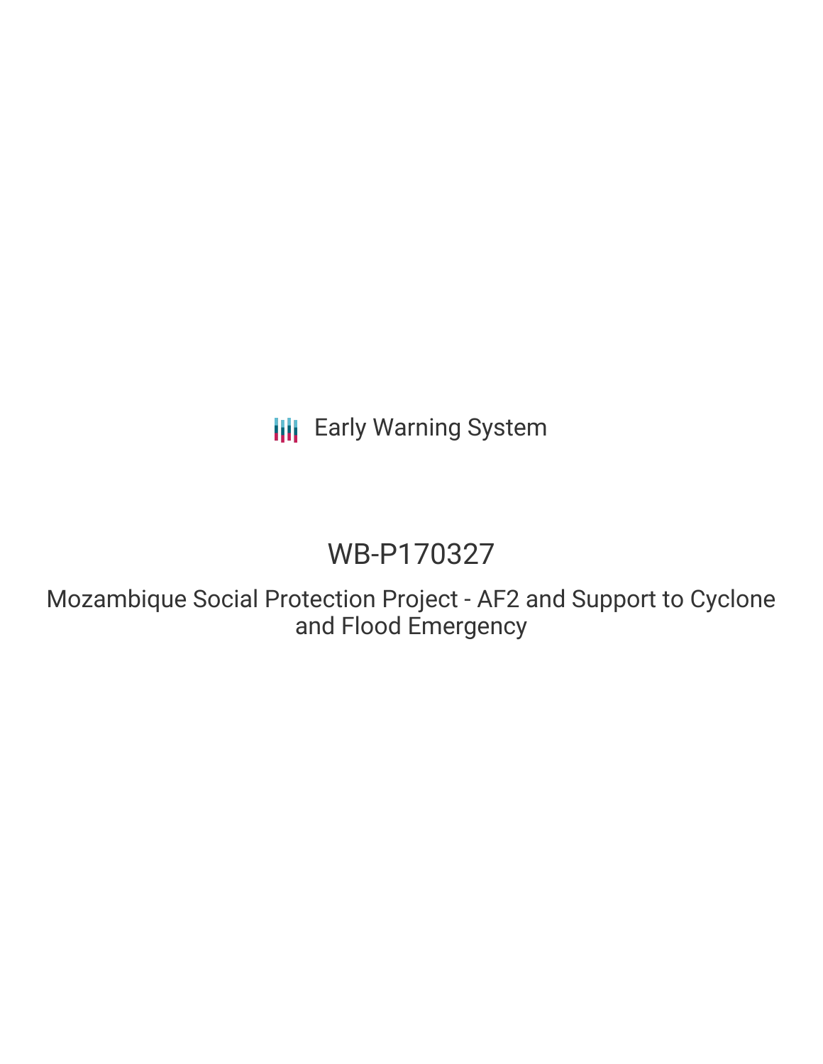Early Warning System

# WB-P170327

## Mozambique Social Protection Project - AF2 and Support to Cyclone and Flood Emergency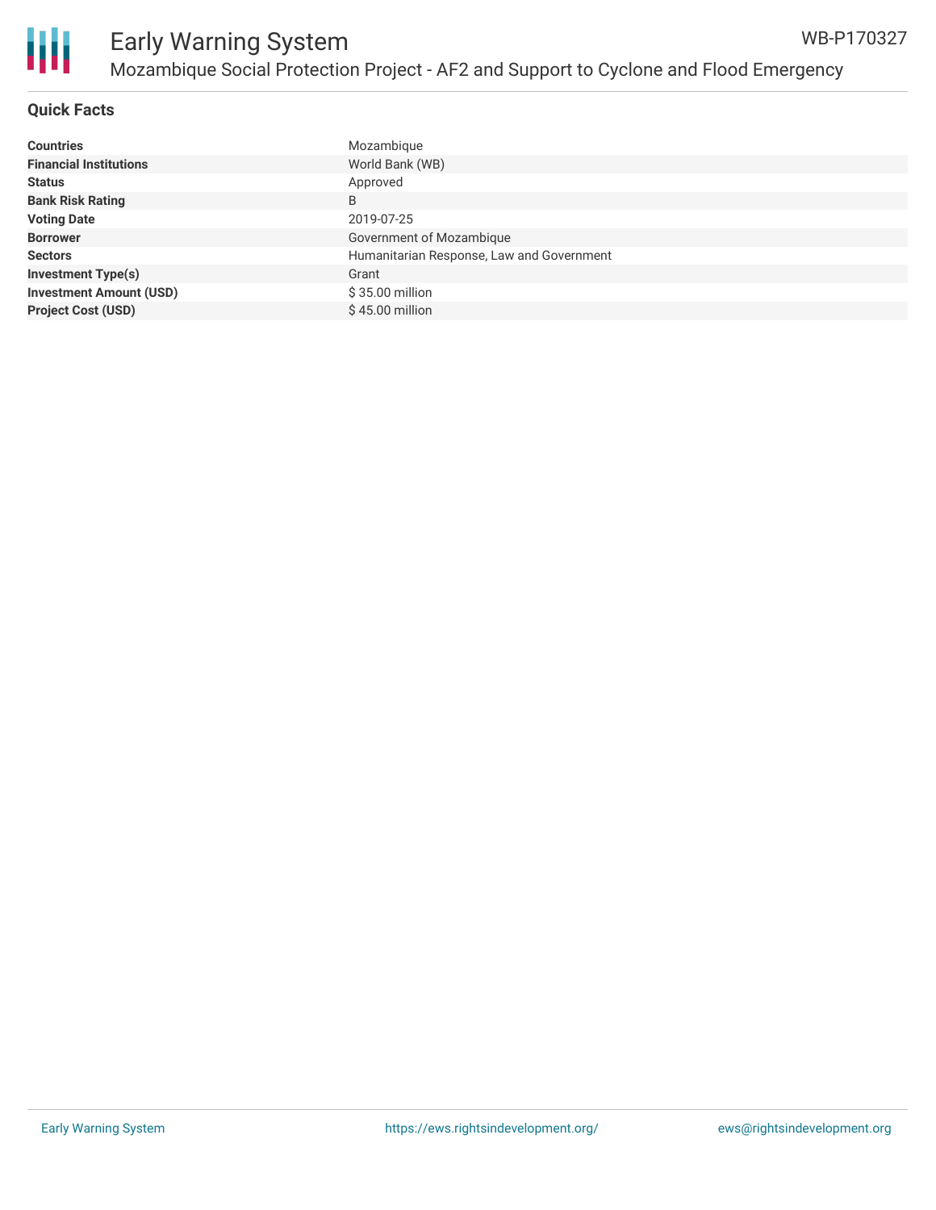## Quick Facts

| | |
|---|---|
| **Countries** | Mozambique |
| **Financial Institutions** | World Bank (WB) |
| **Status** | Approved |
| **Bank Risk Rating** | B |
| **Voting Date** | 2019-07-25 |
| **Borrower** | Government of Mozambique |
| **Sectors** | Humanitarian Response, Law and Government |
| **Investment Type(s)** | Grant |
| **Investment Amount (USD)** | $ 35.00 million |
| **Project Cost (USD)** | $ 45.00 million |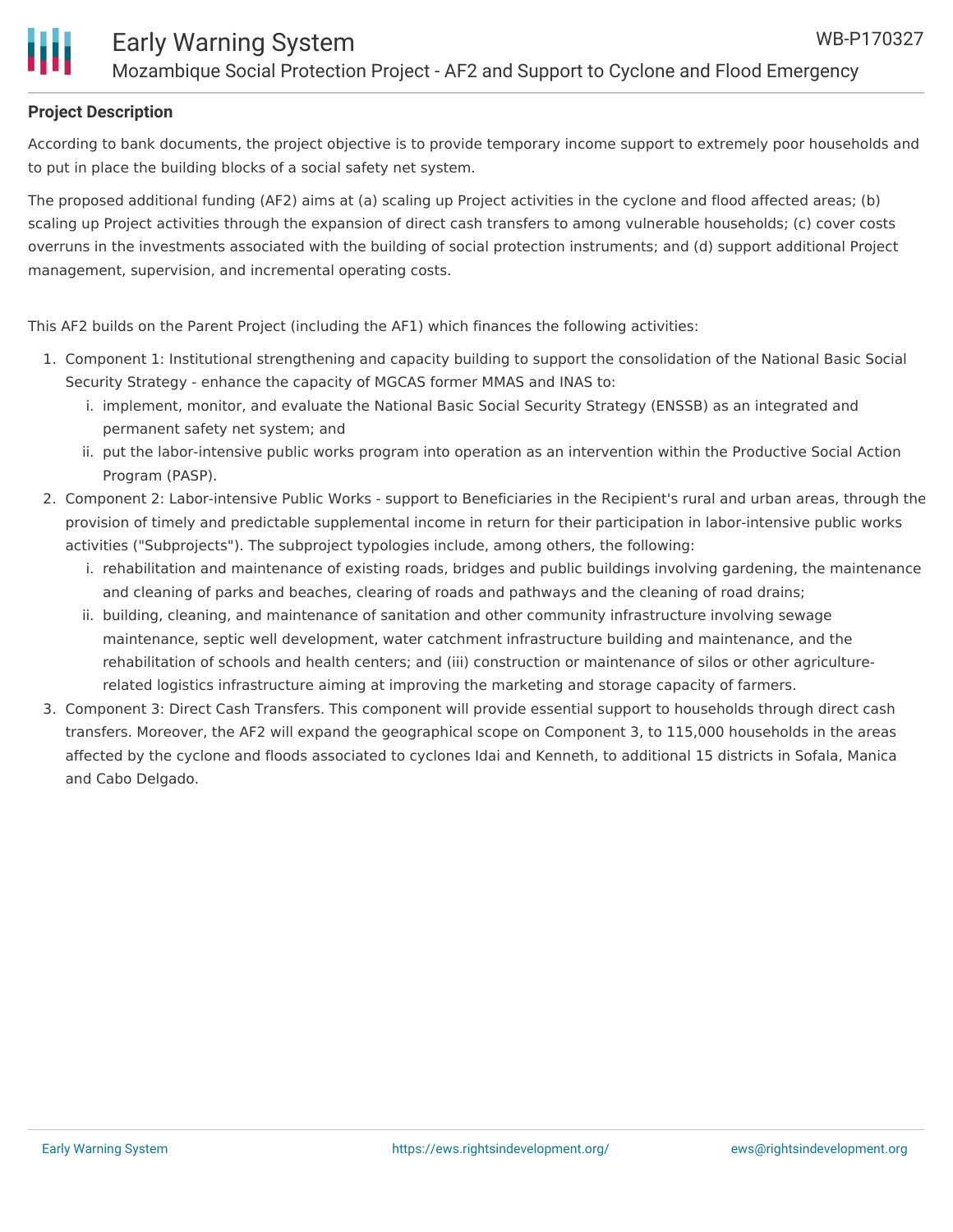**Project Description**

According to bank documents, the project objective is to provide temporary income support to extremely poor households and to put in place the building blocks of a social safety net system.

The proposed additional funding (AF2) aims at (a) scaling up Project activities in the cyclone and flood affected areas; (b) scaling up Project activities through the expansion of direct cash transfers to among vulnerable households; (c) cover costs overruns in the investments associated with the building of social protection instruments; and (d) support additional Project management, supervision, and incremental operating costs.

This AF2 builds on the Parent Project (including the AF1) which finances the following activities:

1. Component 1: Institutional strengthening and capacity building to support the consolidation of the National Basic Social Security Strategy - enhance the capacity of MGCAS former MMAS and INAS to:
   i. implement, monitor, and evaluate the National Basic Social Security Strategy (ENSSB) as an integrated and permanent safety net system; and
   ii. put the labor-intensive public works program into operation as an intervention within the Productive Social Action Program (PASP).
2. Component 2: Labor-intensive Public Works - support to Beneficiaries in the Recipient's rural and urban areas, through the provision of timely and predictable supplemental income in return for their participation in labor-intensive public works activities ("Subprojects"). The subproject typologies include, among others, the following:
   i. rehabilitation and maintenance of existing roads, bridges and public buildings involving gardening, the maintenance and cleaning of parks and beaches, clearing of roads and pathways and the cleaning of road drains;
   ii. building, cleaning, and maintenance of sanitation and other community infrastructure involving sewage maintenance, septic well development, water catchment infrastructure building and maintenance, and the rehabilitation of schools and health centers; and (iii) construction or maintenance of silos or other agriculture-related logistics infrastructure aiming at improving the marketing and storage capacity of farmers.
3. Component 3: Direct Cash Transfers. This component will provide essential support to households through direct cash transfers. Moreover, the AF2 will expand the geographical scope on Component 3, to 115,000 households in the areas affected by the cyclone and floods associated to cyclones Idai and Kenneth, to additional 15 districts in Sofala, Manica and Cabo Delgado.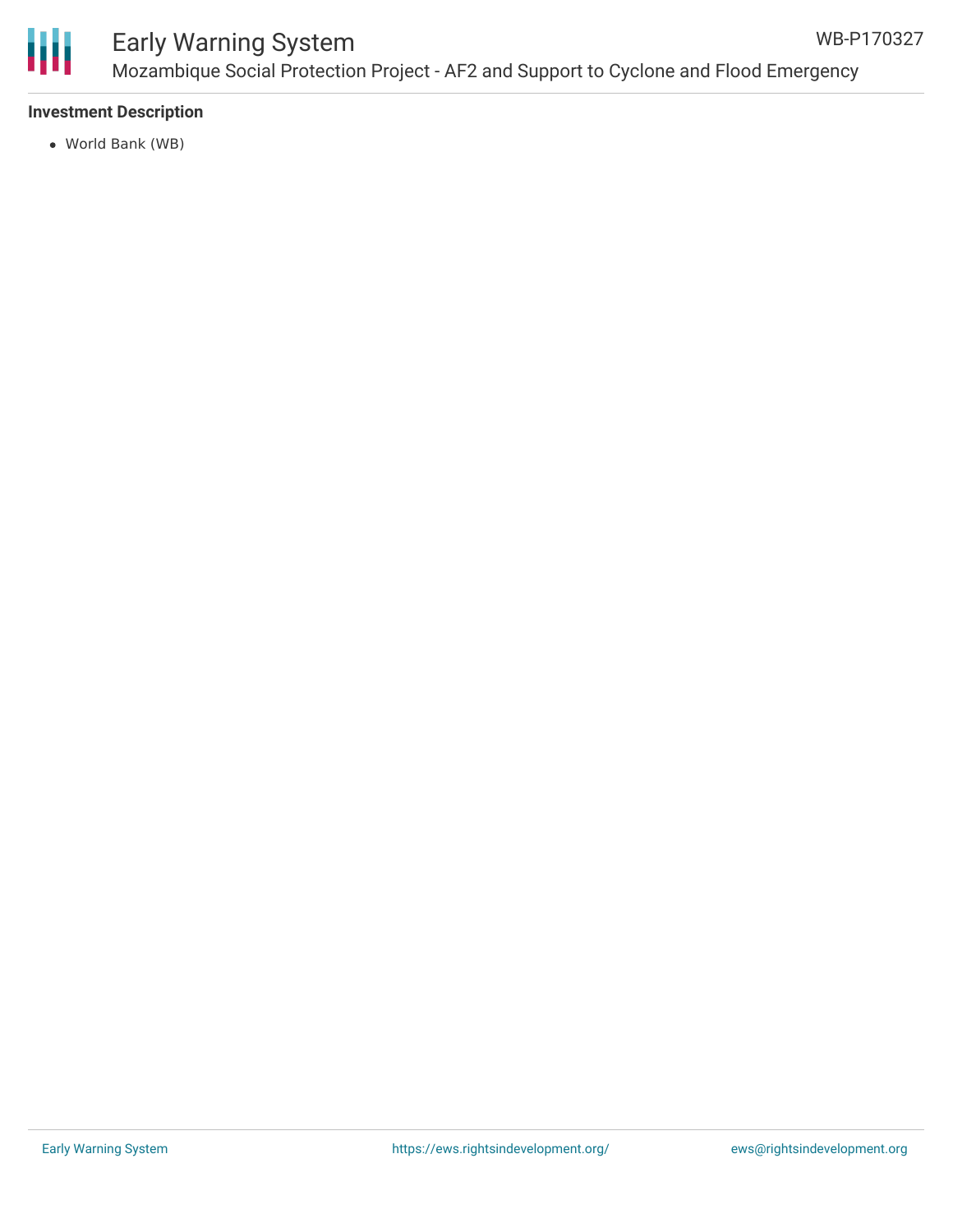### Investment Description

- World Bank (WB)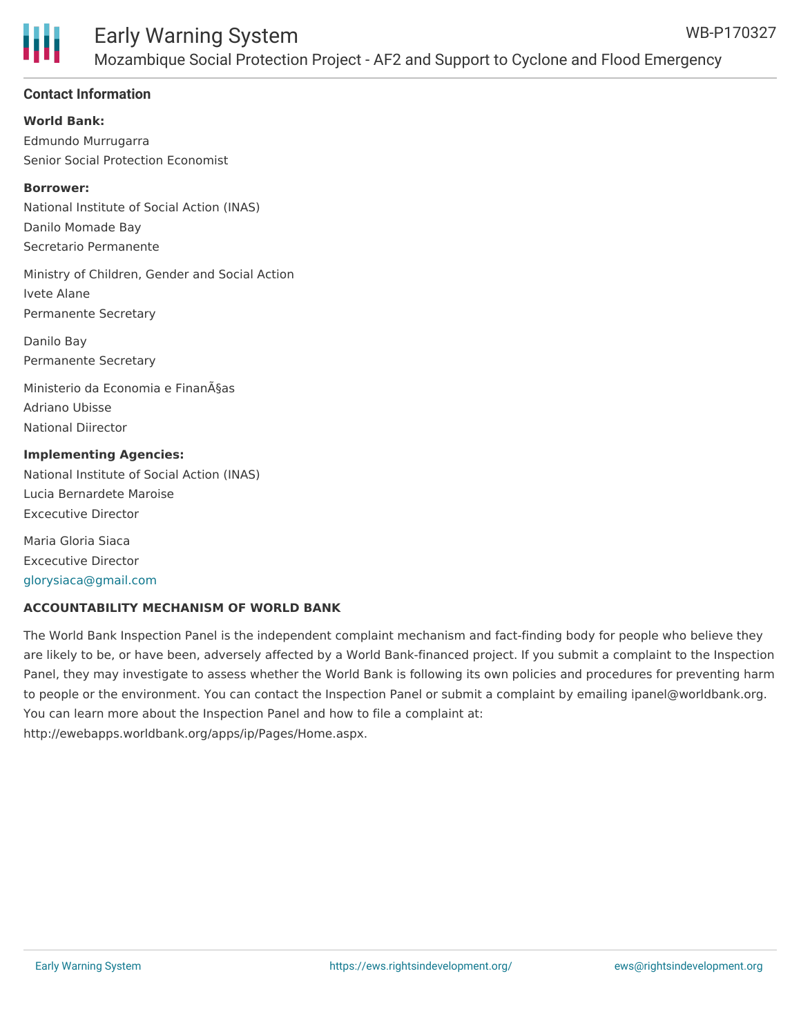## Contact Information

**World Bank:**

Edmundo Murrugarra
Senior Social Protection Economist

**Borrower:**

National Institute of Social Action (INAS)
Danilo Momade Bay
Secretario Permanente

Ministry of Children, Gender and Social Action
Ivete Alane
Permanente Secretary

Danilo Bay
Permanente Secretary

Ministerio da Economia e FinanÃ§as
Adriano Ubisse
National Diirector

**Implementing Agencies:**

National Institute of Social Action (INAS)
Lucia Bernardete Maroise
Excecutive Director

Maria Gloria Siaca
Excecutive Director
glorysiaca@gmail.com

**ACCOUNTABILITY MECHANISM OF WORLD BANK**

The World Bank Inspection Panel is the independent complaint mechanism and fact-finding body for people who believe they are likely to be, or have been, adversely affected by a World Bank-financed project. If you submit a complaint to the Inspection Panel, they may investigate to assess whether the World Bank is following its own policies and procedures for preventing harm to people or the environment. You can contact the Inspection Panel or submit a complaint by emailing ipanel@worldbank.org. You can learn more about the Inspection Panel and how to file a complaint at: http://ewebapps.worldbank.org/apps/ip/Pages/Home.aspx.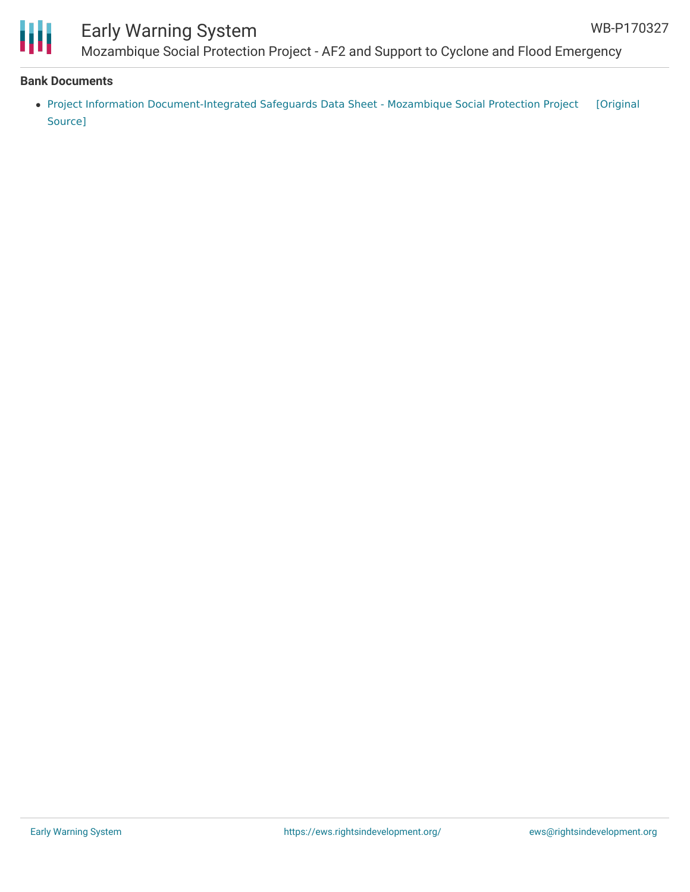**Bank Documents**

- Project Information Document-Integrated Safeguards Data Sheet - Mozambique Social Protection Project [Original Source]